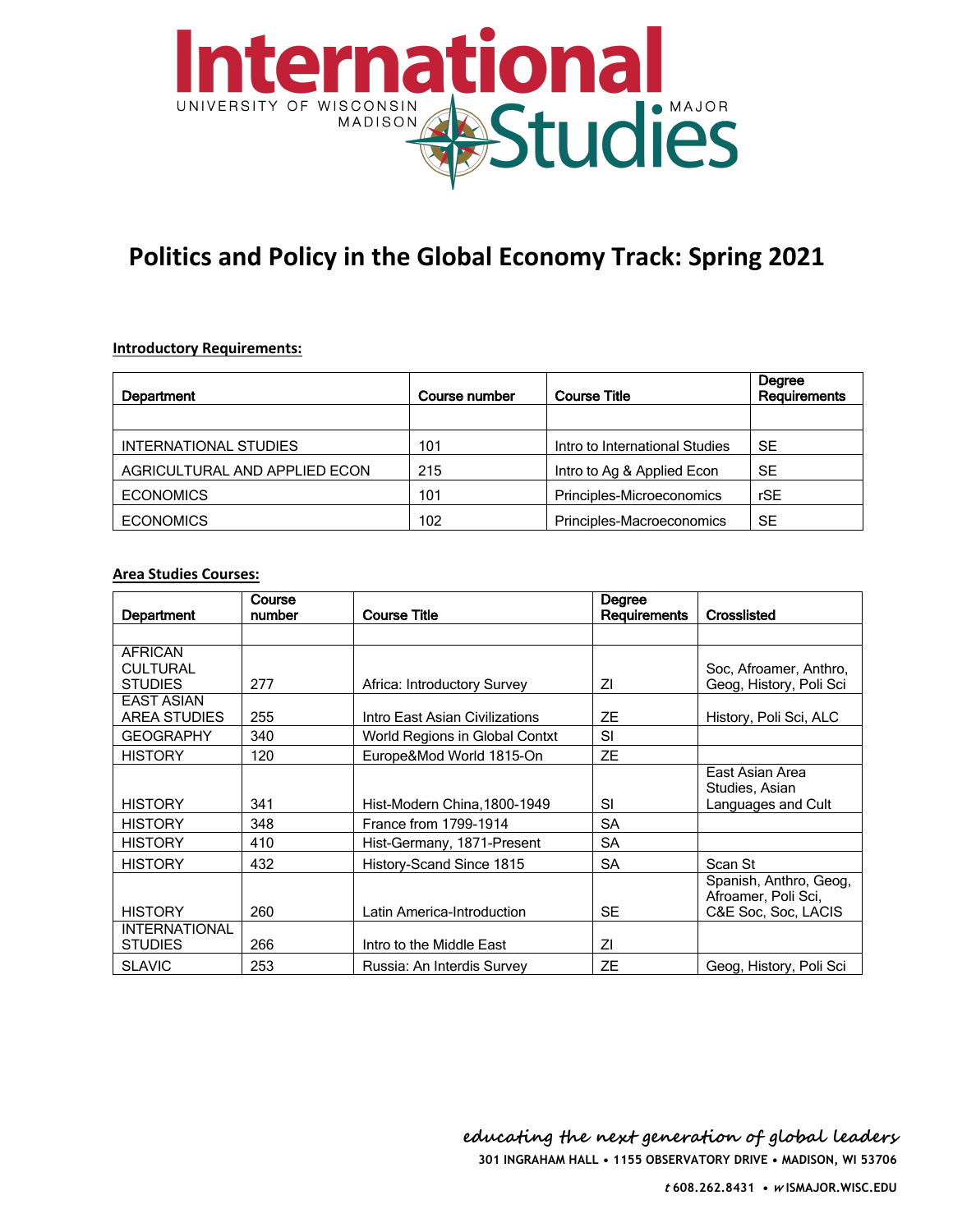# International Studies

UNIVERSITY OF WISCONSIN MADISON MAJOR

## Politics and Policy in the Global Economy Track: Spring 2021

**Introductory Requirements:**

| Department | Course number | Course Title | Degree Requirements |
|---|---|---|---|
| | | | |
| INTERNATIONAL STUDIES | 101 | Intro to International Studies | SE |
| AGRICULTURAL AND APPLIED ECON | 215 | Intro to Ag & Applied Econ | SE |
| ECONOMICS | 101 | Principles-Microeconomics | rSE |
| ECONOMICS | 102 | Principles-Macroeconomics | SE |

**Area Studies Courses:**

| Department | Course number | Course Title | Degree Requirements | Crosslisted |
|---|---|---|---|---|
| | | | | |
| AFRICAN CULTURAL STUDIES | 277 | Africa: Introductory Survey | ZI | Soc, Afroamer, Anthro, Geog, History, Poli Sci |
| EAST ASIAN AREA STUDIES | 255 | Intro East Asian Civilizations | ZE | History, Poli Sci, ALC |
| GEOGRAPHY | 340 | World Regions in Global Contxt | SI | |
| HISTORY | 120 | Europe&Mod World 1815-On | ZE | |
| HISTORY | 341 | Hist-Modern China,1800-1949 | SI | East Asian Area Studies, Asian Languages and Cult |
| HISTORY | 348 | France from 1799-1914 | SA | |
| HISTORY | 410 | Hist-Germany, 1871-Present | SA | |
| HISTORY | 432 | History-Scand Since 1815 | SA | Scan St |
| HISTORY | 260 | Latin America-Introduction | SE | Spanish, Anthro, Geog, Afroamer, Poli Sci, C&E Soc, Soc, LACIS |
| INTERNATIONAL STUDIES | 266 | Intro to the Middle East | ZI | |
| SLAVIC | 253 | Russia: An Interdis Survey | ZE | Geog, History, Poli Sci |

*educating the next generation of global leaders*

301 INGRAHAM HALL • 1155 OBSERVATORY DRIVE • MADISON, WI 53706

*t* 608.262.8431 • *w* ISMAJOR.WISC.EDU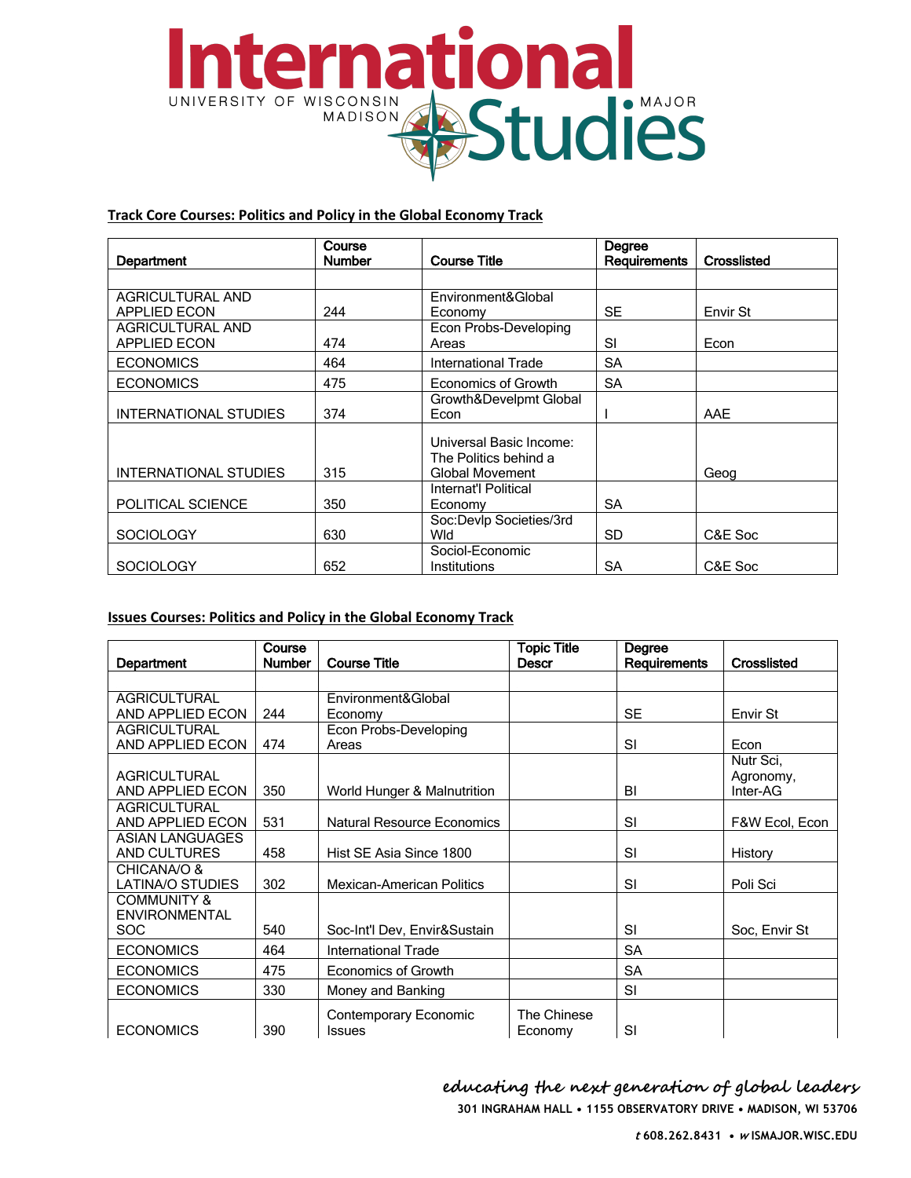**Track Core Courses: Politics and Policy in the Global Economy Track**

| Department | Course Number | Course Title | Degree Requirements | Crosslisted |
|---|---|---|---|---|
| | | | | |
| AGRICULTURAL AND APPLIED ECON | 244 | Environment&Global Economy | SE | Envir St |
| AGRICULTURAL AND APPLIED ECON | 474 | Econ Probs-Developing Areas | SI | Econ |
| ECONOMICS | 464 | International Trade | SA | |
| ECONOMICS | 475 | Economics of Growth | SA | |
| INTERNATIONAL STUDIES | 374 | Growth&Develpmt Global Econ | I | AAE |
| INTERNATIONAL STUDIES | 315 | Universal Basic Income: The Politics behind a Global Movement | | Geog |
| POLITICAL SCIENCE | 350 | Internat'l Political Economy | SA | |
| SOCIOLOGY | 630 | Soc:Devlp Societies/3rd Wld | SD | C&E Soc |
| SOCIOLOGY | 652 | Sociol-Economic Institutions | SA | C&E Soc |

**Issues Courses: Politics and Policy in the Global Economy Track**

| Department | Course Number | Course Title | Topic Title Descr | Degree Requirements | Crosslisted |
|---|---|---|---|---|---|
| | | | | | |
| AGRICULTURAL AND APPLIED ECON | 244 | Environment&Global Economy | | SE | Envir St |
| AGRICULTURAL AND APPLIED ECON | 474 | Econ Probs-Developing Areas | | SI | Econ |
| AGRICULTURAL AND APPLIED ECON | 350 | World Hunger & Malnutrition | | BI | Nutr Sci, Agronomy, Inter-AG |
| AGRICULTURAL AND APPLIED ECON | 531 | Natural Resource Economics | | SI | F&W Ecol, Econ |
| ASIAN LANGUAGES AND CULTURES | 458 | Hist SE Asia Since 1800 | | SI | History |
| CHICANA/O & LATINA/O STUDIES | 302 | Mexican-American Politics | | SI | Poli Sci |
| COMMUNITY & ENVIRONMENTAL SOC | 540 | Soc-Int'l Dev, Envir&Sustain | | SI | Soc, Envir St |
| ECONOMICS | 464 | International Trade | | SA | |
| ECONOMICS | 475 | Economics of Growth | | SA | |
| ECONOMICS | 330 | Money and Banking | | SI | |
| ECONOMICS | 390 | Contemporary Economic Issues | The Chinese Economy | SI | |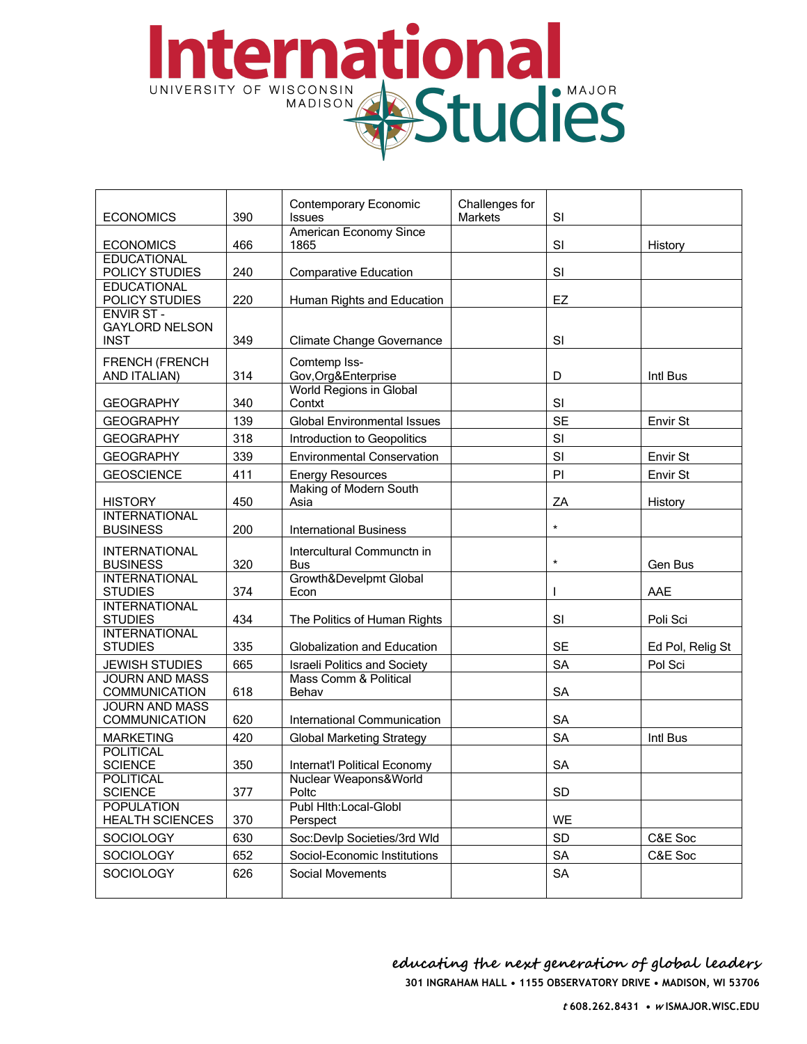| | | | | | |
|---|---|---|---|---|---|
| ECONOMICS | 390 | Contemporary Economic Issues | Challenges for Markets | SI | |
| ECONOMICS | 466 | American Economy Since 1865 | | SI | History |
| EDUCATIONAL POLICY STUDIES | 240 | Comparative Education | | SI | |
| EDUCATIONAL POLICY STUDIES | 220 | Human Rights and Education | | EZ | |
| ENVIR ST - GAYLORD NELSON INST | 349 | Climate Change Governance | | SI | |
| FRENCH (FRENCH AND ITALIAN) | 314 | Comtemp Iss-Gov,Org&Enterprise | | D | Intl Bus |
| GEOGRAPHY | 340 | World Regions in Global Contxt | | SI | |
| GEOGRAPHY | 139 | Global Environmental Issues | | SE | Envir St |
| GEOGRAPHY | 318 | Introduction to Geopolitics | | SI | |
| GEOGRAPHY | 339 | Environmental Conservation | | SI | Envir St |
| GEOSCIENCE | 411 | Energy Resources | | PI | Envir St |
| HISTORY | 450 | Making of Modern South Asia | | ZA | History |
| INTERNATIONAL BUSINESS | 200 | International Business | | * | |
| INTERNATIONAL BUSINESS | 320 | Intercultural Communctn in Bus | | * | Gen Bus |
| INTERNATIONAL STUDIES | 374 | Growth&Develpmt Global Econ | | I | AAE |
| INTERNATIONAL STUDIES | 434 | The Politics of Human Rights | | SI | Poli Sci |
| INTERNATIONAL STUDIES | 335 | Globalization and Education | | SE | Ed Pol, Relig St |
| JEWISH STUDIES | 665 | Israeli Politics and Society | | SA | Pol Sci |
| JOURN AND MASS COMMUNICATION | 618 | Mass Comm & Political Behav | | SA | |
| JOURN AND MASS COMMUNICATION | 620 | International Communication | | SA | |
| MARKETING | 420 | Global Marketing Strategy | | SA | Intl Bus |
| POLITICAL SCIENCE | 350 | Internat'l Political Economy | | SA | |
| POLITICAL SCIENCE | 377 | Nuclear Weapons&World Poltc | | SD | |
| POPULATION HEALTH SCIENCES | 370 | Publ Hlth:Local-Globl Perspect | | WE | |
| SOCIOLOGY | 630 | Soc:Devlp Societies/3rd Wld | | SD | C&E Soc |
| SOCIOLOGY | 652 | Sociol-Economic Institutions | | SA | C&E Soc |
| SOCIOLOGY | 626 | Social Movements | | SA | |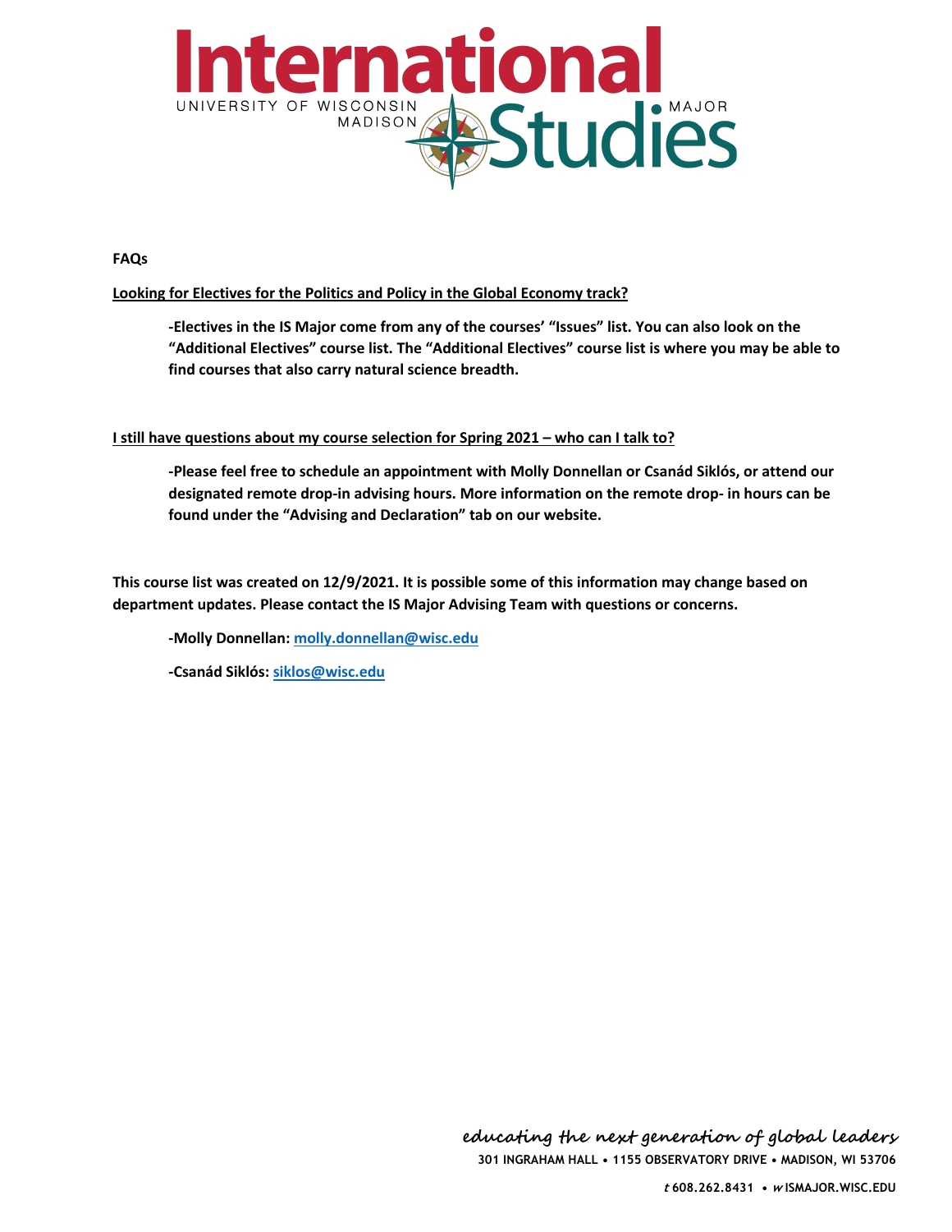# International Studies

UNIVERSITY OF WISCONSIN MADISON MAJOR

**FAQs**

**Looking for Electives for the Politics and Policy in the Global Economy track?**

> **-Electives in the IS Major come from any of the courses' "Issues" list. You can also look on the "Additional Electives" course list. The "Additional Electives" course list is where you may be able to find courses that also carry natural science breadth.**

**I still have questions about my course selection for Spring 2021 – who can I talk to?**

> **-Please feel free to schedule an appointment with Molly Donnellan or Csanád Siklós, or attend our designated remote drop-in advising hours. More information on the remote drop- in hours can be found under the "Advising and Declaration" tab on our website.**

**This course list was created on 12/9/2021. It is possible some of this information may change based on department updates. Please contact the IS Major Advising Team with questions or concerns.**

**-Molly Donnellan: molly.donnellan@wisc.edu**

**-Csanád Siklós: siklos@wisc.edu**

*educating the next generation of global leaders*

301 INGRAHAM HALL • 1155 OBSERVATORY DRIVE • MADISON, WI 53706

*t* 608.262.8431 • *w* ISMAJOR.WISC.EDU